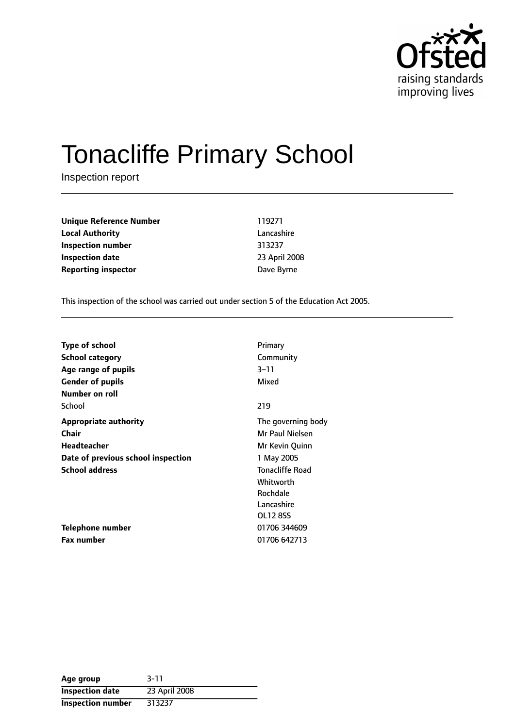Ofsted
raising standards
improving lives

# Tonacliffe Primary School

Inspection report

| | |
|---|---|
| **Unique Reference Number** | 119271 |
| **Local Authority** | Lancashire |
| **Inspection number** | 313237 |
| **Inspection date** | 23 April 2008 |
| **Reporting inspector** | Dave Byrne |

This inspection of the school was carried out under section 5 of the Education Act 2005.

| | |
|---|---|
| **Type of school** | Primary |
| **School category** | Community |
| **Age range of pupils** | 3–11 |
| **Gender of pupils** | Mixed |
| **Number on roll** | |
| School | 219 |
| **Appropriate authority** | The governing body |
| **Chair** | Mr Paul Nielsen |
| **Headteacher** | Mr Kevin Quinn |
| **Date of previous school inspection** | 1 May 2005 |
| **School address** | Tonacliffe Road<br>Whitworth<br>Rochdale<br>Lancashire<br>OL12 8SS |
| **Telephone number** | 01706 344609 |
| **Fax number** | 01706 642713 |

| | |
|---|---|
| **Age group** | 3-11 |
| **Inspection date** | 23 April 2008 |
| **Inspection number** | 313237 |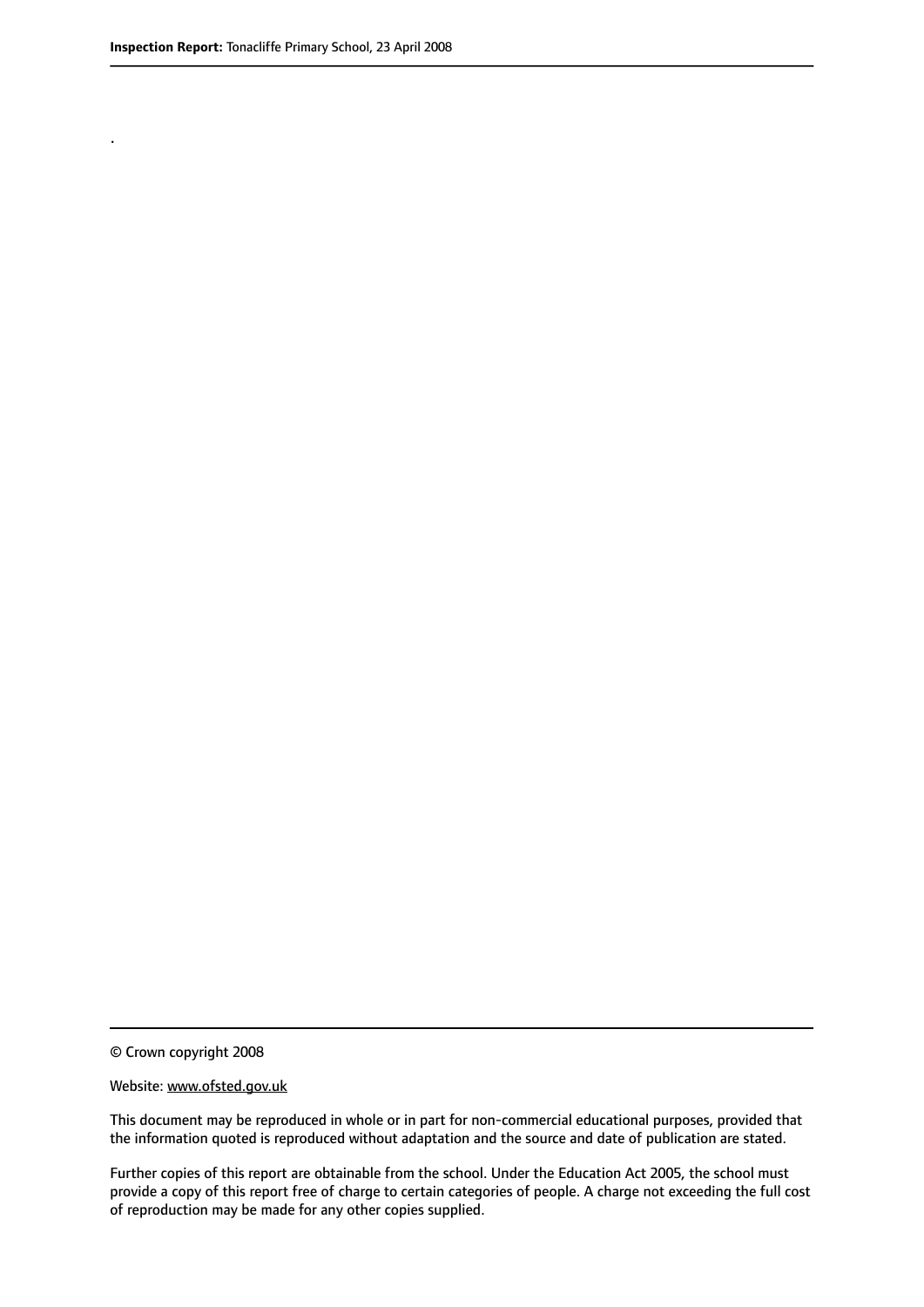.

© Crown copyright 2008

Website: www.ofsted.gov.uk

This document may be reproduced in whole or in part for non-commercial educational purposes, provided that the information quoted is reproduced without adaptation and the source and date of publication are stated.

Further copies of this report are obtainable from the school. Under the Education Act 2005, the school must provide a copy of this report free of charge to certain categories of people. A charge not exceeding the full cost of reproduction may be made for any other copies supplied.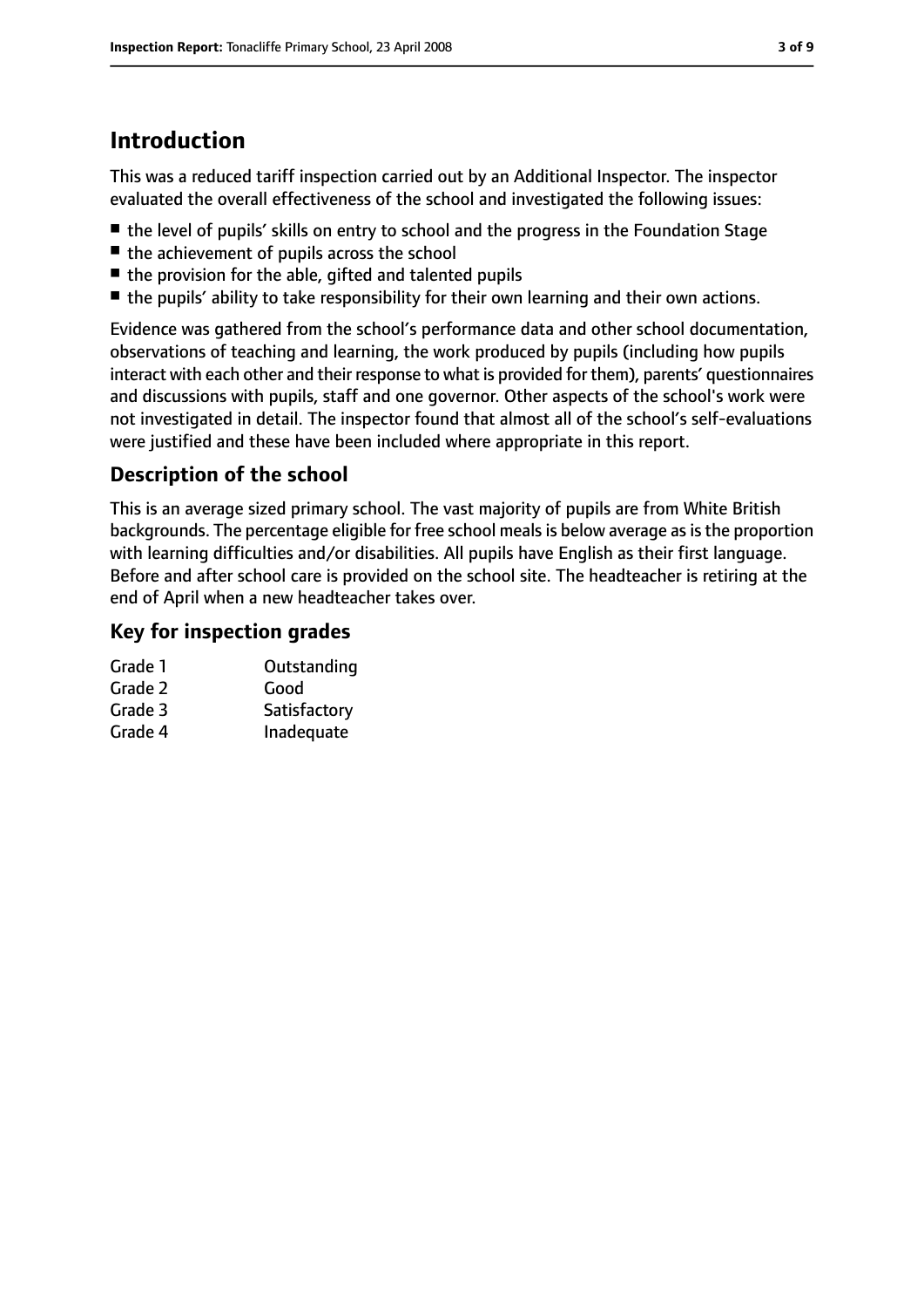# Introduction

This was a reduced tariff inspection carried out by an Additional Inspector. The inspector evaluated the overall effectiveness of the school and investigated the following issues:

- the level of pupils' skills on entry to school and the progress in the Foundation Stage
- the achievement of pupils across the school
- the provision for the able, gifted and talented pupils
- the pupils' ability to take responsibility for their own learning and their own actions.

Evidence was gathered from the school's performance data and other school documentation, observations of teaching and learning, the work produced by pupils (including how pupils interact with each other and their response to what is provided for them), parents' questionnaires and discussions with pupils, staff and one governor. Other aspects of the school's work were not investigated in detail. The inspector found that almost all of the school's self-evaluations were justified and these have been included where appropriate in this report.

## Description of the school

This is an average sized primary school. The vast majority of pupils are from White British backgrounds. The percentage eligible for free school meals is below average as is the proportion with learning difficulties and/or disabilities. All pupils have English as their first language. Before and after school care is provided on the school site. The headteacher is retiring at the end of April when a new headteacher takes over.

## Key for inspection grades

| | |
|---|---|
| Grade 1 | Outstanding |
| Grade 2 | Good |
| Grade 3 | Satisfactory |
| Grade 4 | Inadequate |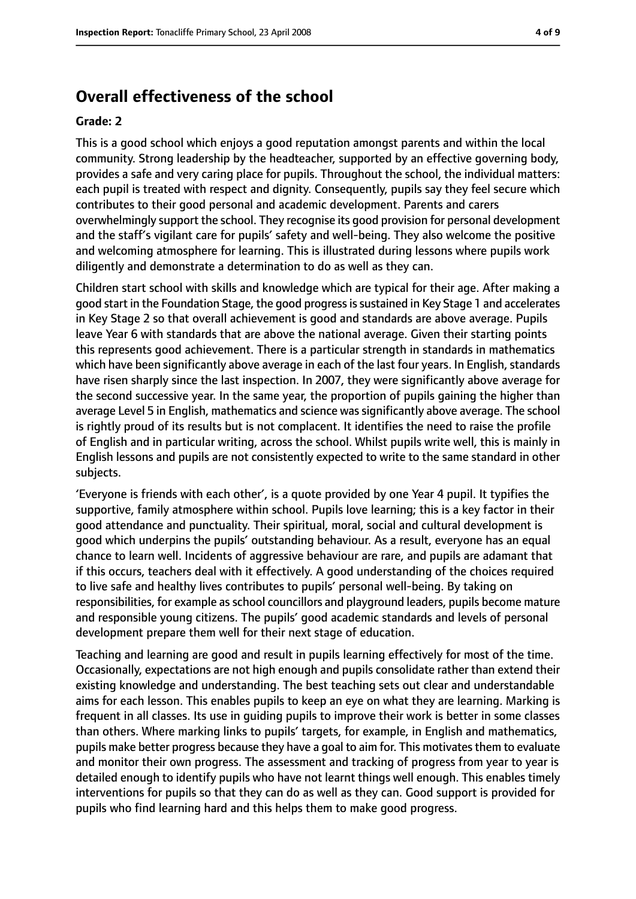## Overall effectiveness of the school

**Grade: 2**

This is a good school which enjoys a good reputation amongst parents and within the local community. Strong leadership by the headteacher, supported by an effective governing body, provides a safe and very caring place for pupils. Throughout the school, the individual matters: each pupil is treated with respect and dignity. Consequently, pupils say they feel secure which contributes to their good personal and academic development. Parents and carers overwhelmingly support the school. They recognise its good provision for personal development and the staff's vigilant care for pupils' safety and well-being. They also welcome the positive and welcoming atmosphere for learning. This is illustrated during lessons where pupils work diligently and demonstrate a determination to do as well as they can.

Children start school with skills and knowledge which are typical for their age. After making a good start in the Foundation Stage, the good progress is sustained in Key Stage 1 and accelerates in Key Stage 2 so that overall achievement is good and standards are above average. Pupils leave Year 6 with standards that are above the national average. Given their starting points this represents good achievement. There is a particular strength in standards in mathematics which have been significantly above average in each of the last four years. In English, standards have risen sharply since the last inspection. In 2007, they were significantly above average for the second successive year. In the same year, the proportion of pupils gaining the higher than average Level 5 in English, mathematics and science was significantly above average. The school is rightly proud of its results but is not complacent. It identifies the need to raise the profile of English and in particular writing, across the school. Whilst pupils write well, this is mainly in English lessons and pupils are not consistently expected to write to the same standard in other subjects.

'Everyone is friends with each other', is a quote provided by one Year 4 pupil. It typifies the supportive, family atmosphere within school. Pupils love learning; this is a key factor in their good attendance and punctuality. Their spiritual, moral, social and cultural development is good which underpins the pupils' outstanding behaviour. As a result, everyone has an equal chance to learn well. Incidents of aggressive behaviour are rare, and pupils are adamant that if this occurs, teachers deal with it effectively. A good understanding of the choices required to live safe and healthy lives contributes to pupils' personal well-being. By taking on responsibilities, for example as school councillors and playground leaders, pupils become mature and responsible young citizens. The pupils' good academic standards and levels of personal development prepare them well for their next stage of education.

Teaching and learning are good and result in pupils learning effectively for most of the time. Occasionally, expectations are not high enough and pupils consolidate rather than extend their existing knowledge and understanding. The best teaching sets out clear and understandable aims for each lesson. This enables pupils to keep an eye on what they are learning. Marking is frequent in all classes. Its use in guiding pupils to improve their work is better in some classes than others. Where marking links to pupils' targets, for example, in English and mathematics, pupils make better progress because they have a goal to aim for. This motivates them to evaluate and monitor their own progress. The assessment and tracking of progress from year to year is detailed enough to identify pupils who have not learnt things well enough. This enables timely interventions for pupils so that they can do as well as they can. Good support is provided for pupils who find learning hard and this helps them to make good progress.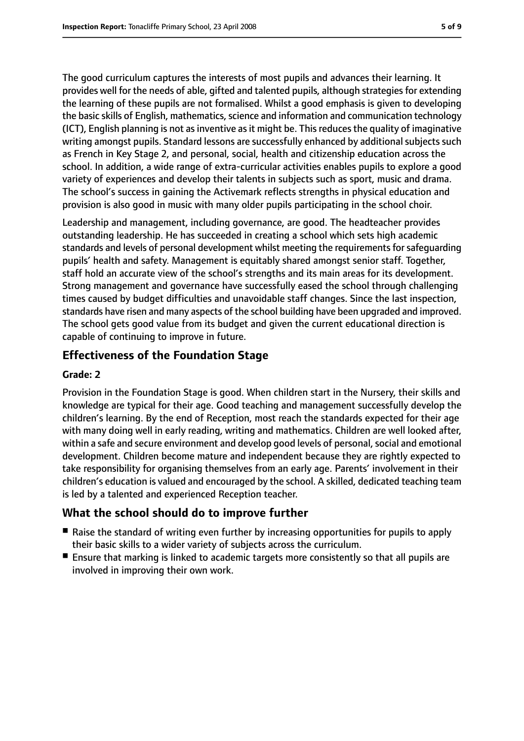The good curriculum captures the interests of most pupils and advances their learning. It provides well for the needs of able, gifted and talented pupils, although strategies for extending the learning of these pupils are not formalised. Whilst a good emphasis is given to developing the basic skills of English, mathematics, science and information and communication technology (ICT), English planning is not as inventive as it might be. This reduces the quality of imaginative writing amongst pupils. Standard lessons are successfully enhanced by additional subjects such as French in Key Stage 2, and personal, social, health and citizenship education across the school. In addition, a wide range of extra-curricular activities enables pupils to explore a good variety of experiences and develop their talents in subjects such as sport, music and drama. The school's success in gaining the Activemark reflects strengths in physical education and provision is also good in music with many older pupils participating in the school choir.

Leadership and management, including governance, are good. The headteacher provides outstanding leadership. He has succeeded in creating a school which sets high academic standards and levels of personal development whilst meeting the requirements for safeguarding pupils' health and safety. Management is equitably shared amongst senior staff. Together, staff hold an accurate view of the school's strengths and its main areas for its development. Strong management and governance have successfully eased the school through challenging times caused by budget difficulties and unavoidable staff changes. Since the last inspection, standards have risen and many aspects of the school building have been upgraded and improved. The school gets good value from its budget and given the current educational direction is capable of continuing to improve in future.

## Effectiveness of the Foundation Stage

**Grade: 2**

Provision in the Foundation Stage is good. When children start in the Nursery, their skills and knowledge are typical for their age. Good teaching and management successfully develop the children's learning. By the end of Reception, most reach the standards expected for their age with many doing well in early reading, writing and mathematics. Children are well looked after, within a safe and secure environment and develop good levels of personal, social and emotional development. Children become mature and independent because they are rightly expected to take responsibility for organising themselves from an early age. Parents' involvement in their children's education is valued and encouraged by the school. A skilled, dedicated teaching team is led by a talented and experienced Reception teacher.

## What the school should do to improve further

- Raise the standard of writing even further by increasing opportunities for pupils to apply their basic skills to a wider variety of subjects across the curriculum.
- Ensure that marking is linked to academic targets more consistently so that all pupils are involved in improving their own work.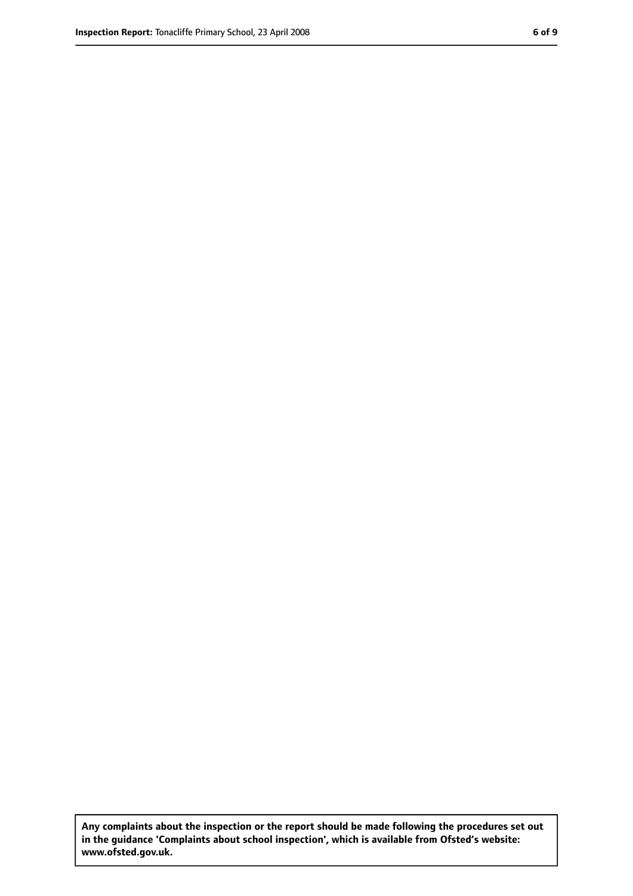**Any complaints about the inspection or the report should be made following the procedures set out in the guidance 'Complaints about school inspection', which is available from Ofsted's website: www.ofsted.gov.uk.**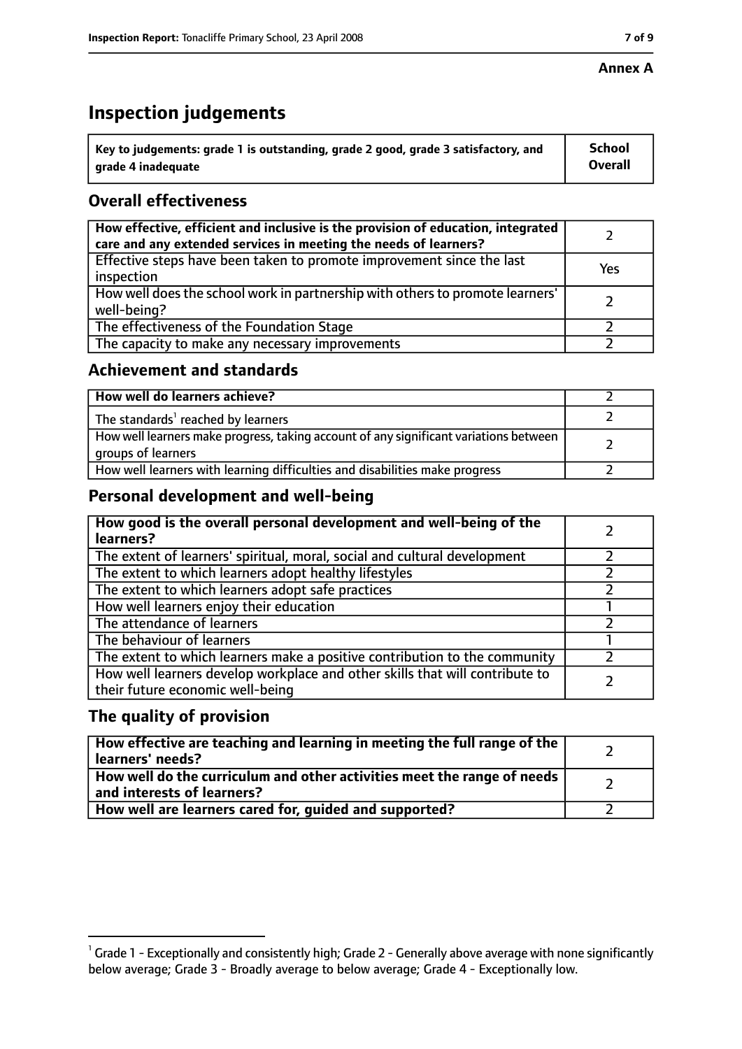**Annex A**

# Inspection judgements

| Key to judgements: grade 1 is outstanding, grade 2 good, grade 3 satisfactory, and grade 4 inadequate | School Overall |
|---|---|

## Overall effectiveness

| | |
|---|---|
| How effective, efficient and inclusive is the provision of education, integrated care and any extended services in meeting the needs of learners? | 2 |
| Effective steps have been taken to promote improvement since the last inspection | Yes |
| How well does the school work in partnership with others to promote learners' well-being? | 2 |
| The effectiveness of the Foundation Stage | 2 |
| The capacity to make any necessary improvements | 2 |

## Achievement and standards

| | |
|---|---|
| How well do learners achieve? | 2 |
| The standards[1] reached by learners | 2 |
| How well learners make progress, taking account of any significant variations between groups of learners | 2 |
| How well learners with learning difficulties and disabilities make progress | 2 |

## Personal development and well-being

| | |
|---|---|
| How good is the overall personal development and well-being of the learners? | 2 |
| The extent of learners' spiritual, moral, social and cultural development | 2 |
| The extent to which learners adopt healthy lifestyles | 2 |
| The extent to which learners adopt safe practices | 2 |
| How well learners enjoy their education | 1 |
| The attendance of learners | 2 |
| The behaviour of learners | 1 |
| The extent to which learners make a positive contribution to the community | 2 |
| How well learners develop workplace and other skills that will contribute to their future economic well-being | 2 |

## The quality of provision

| | |
|---|---|
| How effective are teaching and learning in meeting the full range of the learners' needs? | 2 |
| How well do the curriculum and other activities meet the range of needs and interests of learners? | 2 |
| How well are learners cared for, guided and supported? | 2 |

[1] Grade 1 - Exceptionally and consistently high; Grade 2 - Generally above average with none significantly below average; Grade 3 - Broadly average to below average; Grade 4 - Exceptionally low.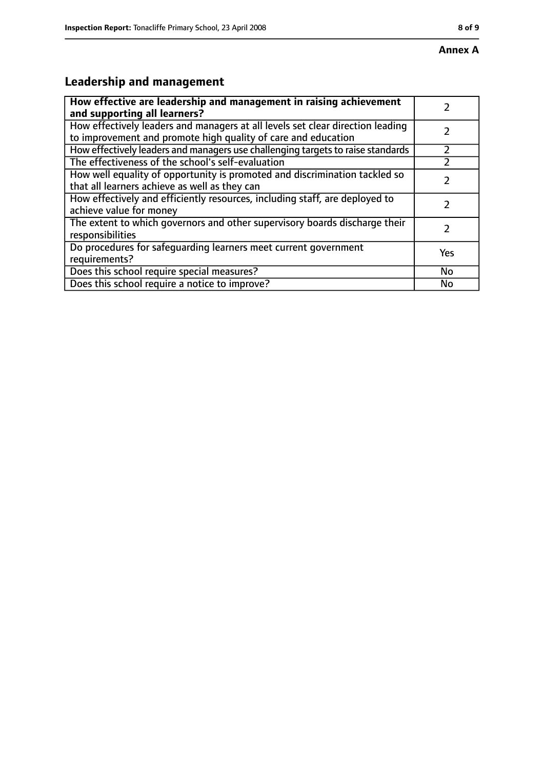**Annex A**

## Leadership and management

| How effective are leadership and management in raising achievement and supporting all learners? | 2 |
|---|---|
| How effectively leaders and managers at all levels set clear direction leading to improvement and promote high quality of care and education | 2 |
| How effectively leaders and managers use challenging targets to raise standards | 2 |
| The effectiveness of the school's self-evaluation | 2 |
| How well equality of opportunity is promoted and discrimination tackled so that all learners achieve as well as they can | 2 |
| How effectively and efficiently resources, including staff, are deployed to achieve value for money | 2 |
| The extent to which governors and other supervisory boards discharge their responsibilities | 2 |
| Do procedures for safeguarding learners meet current government requirements? | Yes |
| Does this school require special measures? | No |
| Does this school require a notice to improve? | No |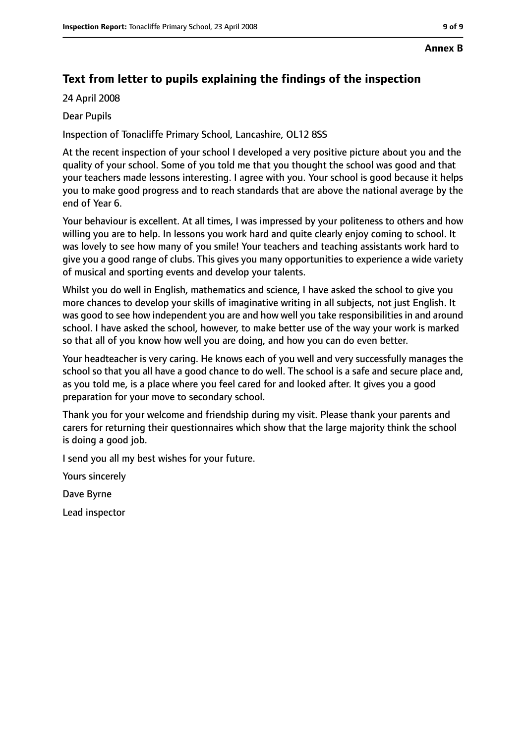**Annex B**

## Text from letter to pupils explaining the findings of the inspection

24 April 2008

Dear Pupils

Inspection of Tonacliffe Primary School, Lancashire, OL12 8SS

At the recent inspection of your school I developed a very positive picture about you and the quality of your school. Some of you told me that you thought the school was good and that your teachers made lessons interesting. I agree with you. Your school is good because it helps you to make good progress and to reach standards that are above the national average by the end of Year 6.

Your behaviour is excellent. At all times, I was impressed by your politeness to others and how willing you are to help. In lessons you work hard and quite clearly enjoy coming to school. It was lovely to see how many of you smile! Your teachers and teaching assistants work hard to give you a good range of clubs. This gives you many opportunities to experience a wide variety of musical and sporting events and develop your talents.

Whilst you do well in English, mathematics and science, I have asked the school to give you more chances to develop your skills of imaginative writing in all subjects, not just English. It was good to see how independent you are and how well you take responsibilities in and around school. I have asked the school, however, to make better use of the way your work is marked so that all of you know how well you are doing, and how you can do even better.

Your headteacher is very caring. He knows each of you well and very successfully manages the school so that you all have a good chance to do well. The school is a safe and secure place and, as you told me, is a place where you feel cared for and looked after. It gives you a good preparation for your move to secondary school.

Thank you for your welcome and friendship during my visit. Please thank your parents and carers for returning their questionnaires which show that the large majority think the school is doing a good job.

I send you all my best wishes for your future.

Yours sincerely

Dave Byrne

Lead inspector